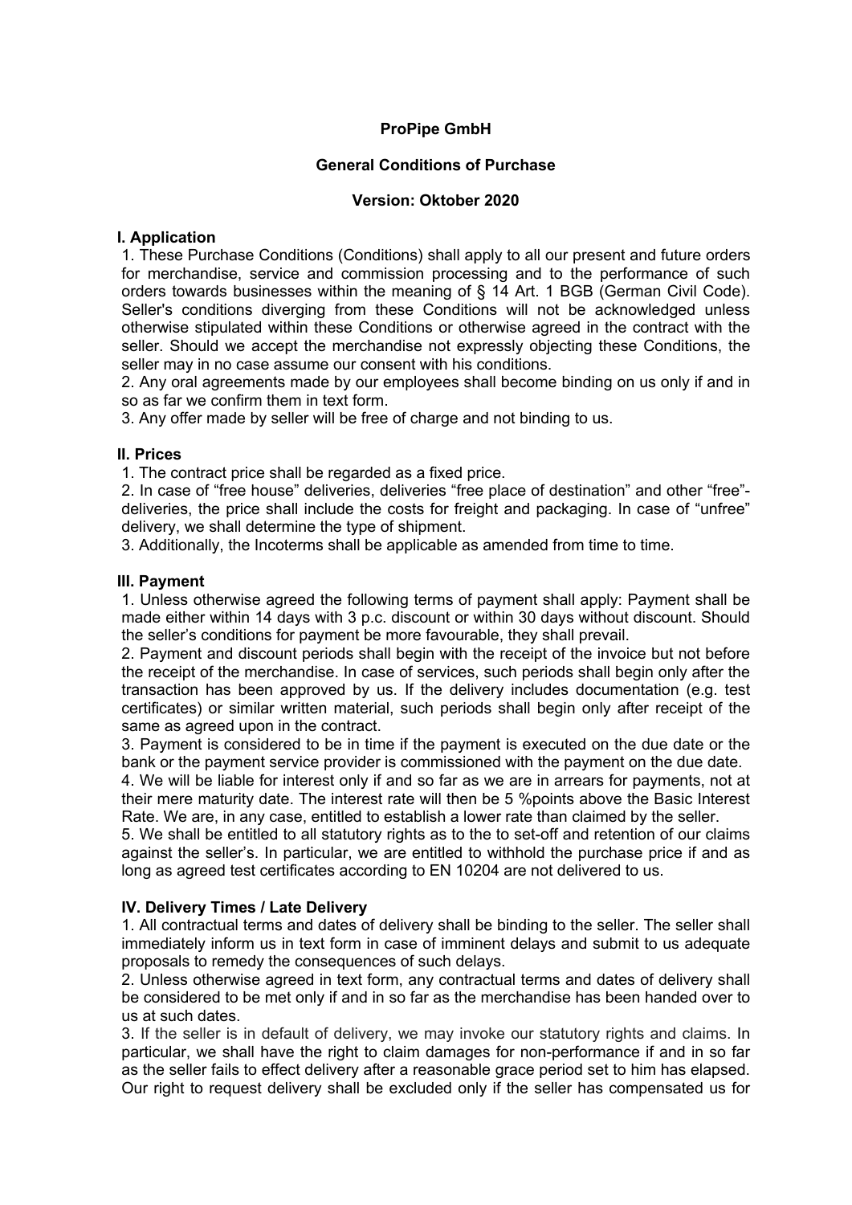**ProPipe GmbH**

**General Conditions of Purchase**

**Version: Oktober 2020**

## I. Application

1. These Purchase Conditions (Conditions) shall apply to all our present and future orders for merchandise, service and commission processing and to the performance of such orders towards businesses within the meaning of § 14 Art. 1 BGB (German Civil Code). Seller's conditions diverging from these Conditions will not be acknowledged unless otherwise stipulated within these Conditions or otherwise agreed in the contract with the seller. Should we accept the merchandise not expressly objecting these Conditions, the seller may in no case assume our consent with his conditions.
2. Any oral agreements made by our employees shall become binding on us only if and in so as far we confirm them in text form.
3. Any offer made by seller will be free of charge and not binding to us.

## II. Prices

1. The contract price shall be regarded as a fixed price.
2. In case of "free house" deliveries, deliveries "free place of destination" and other "free"-deliveries, the price shall include the costs for freight and packaging. In case of "unfree" delivery, we shall determine the type of shipment.
3. Additionally, the Incoterms shall be applicable as amended from time to time.

## III. Payment

1. Unless otherwise agreed the following terms of payment shall apply: Payment shall be made either within 14 days with 3 p.c. discount or within 30 days without discount. Should the seller's conditions for payment be more favourable, they shall prevail.
2. Payment and discount periods shall begin with the receipt of the invoice but not before the receipt of the merchandise. In case of services, such periods shall begin only after the transaction has been approved by us. If the delivery includes documentation (e.g. test certificates) or similar written material, such periods shall begin only after receipt of the same as agreed upon in the contract.
3. Payment is considered to be in time if the payment is executed on the due date or the bank or the payment service provider is commissioned with the payment on the due date.
4. We will be liable for interest only if and so far as we are in arrears for payments, not at their mere maturity date. The interest rate will then be 5 %points above the Basic Interest Rate. We are, in any case, entitled to establish a lower rate than claimed by the seller.
5. We shall be entitled to all statutory rights as to the to set-off and retention of our claims against the seller's. In particular, we are entitled to withhold the purchase price if and as long as agreed test certificates according to EN 10204 are not delivered to us.

## IV. Delivery Times / Late Delivery

1. All contractual terms and dates of delivery shall be binding to the seller. The seller shall immediately inform us in text form in case of imminent delays and submit to us adequate proposals to remedy the consequences of such delays.
2. Unless otherwise agreed in text form, any contractual terms and dates of delivery shall be considered to be met only if and in so far as the merchandise has been handed over to us at such dates.
3. If the seller is in default of delivery, we may invoke our statutory rights and claims. In particular, we shall have the right to claim damages for non-performance if and in so far as the seller fails to effect delivery after a reasonable grace period set to him has elapsed. Our right to request delivery shall be excluded only if the seller has compensated us for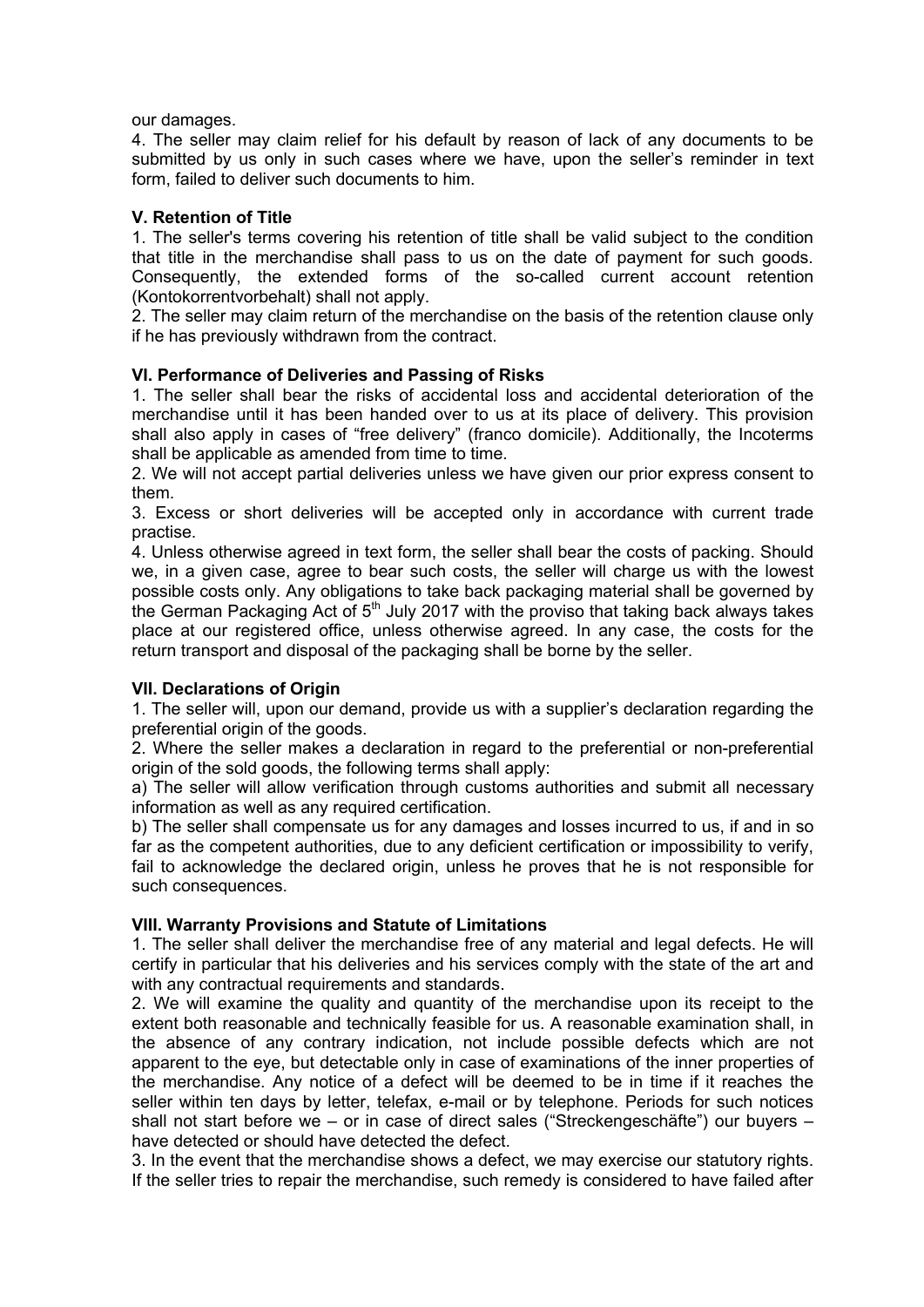our damages.

4. The seller may claim relief for his default by reason of lack of any documents to be submitted by us only in such cases where we have, upon the seller's reminder in text form, failed to deliver such documents to him.

### V. Retention of Title

1. The seller's terms covering his retention of title shall be valid subject to the condition that title in the merchandise shall pass to us on the date of payment for such goods. Consequently, the extended forms of the so-called current account retention (Kontokorrentvorbehalt) shall not apply.

2. The seller may claim return of the merchandise on the basis of the retention clause only if he has previously withdrawn from the contract.

### VI. Performance of Deliveries and Passing of Risks

1. The seller shall bear the risks of accidental loss and accidental deterioration of the merchandise until it has been handed over to us at its place of delivery. This provision shall also apply in cases of "free delivery" (franco domicile). Additionally, the Incoterms shall be applicable as amended from time to time.

2. We will not accept partial deliveries unless we have given our prior express consent to them.

3. Excess or short deliveries will be accepted only in accordance with current trade practise.

4. Unless otherwise agreed in text form, the seller shall bear the costs of packing. Should we, in a given case, agree to bear such costs, the seller will charge us with the lowest possible costs only. Any obligations to take back packaging material shall be governed by the German Packaging Act of 5th July 2017 with the proviso that taking back always takes place at our registered office, unless otherwise agreed. In any case, the costs for the return transport and disposal of the packaging shall be borne by the seller.

### VII. Declarations of Origin

1. The seller will, upon our demand, provide us with a supplier's declaration regarding the preferential origin of the goods.

2. Where the seller makes a declaration in regard to the preferential or non-preferential origin of the sold goods, the following terms shall apply:

a) The seller will allow verification through customs authorities and submit all necessary information as well as any required certification.

b) The seller shall compensate us for any damages and losses incurred to us, if and in so far as the competent authorities, due to any deficient certification or impossibility to verify, fail to acknowledge the declared origin, unless he proves that he is not responsible for such consequences.

### VIII. Warranty Provisions and Statute of Limitations

1. The seller shall deliver the merchandise free of any material and legal defects. He will certify in particular that his deliveries and his services comply with the state of the art and with any contractual requirements and standards.

2. We will examine the quality and quantity of the merchandise upon its receipt to the extent both reasonable and technically feasible for us. A reasonable examination shall, in the absence of any contrary indication, not include possible defects which are not apparent to the eye, but detectable only in case of examinations of the inner properties of the merchandise. Any notice of a defect will be deemed to be in time if it reaches the seller within ten days by letter, telefax, e-mail or by telephone. Periods for such notices shall not start before we – or in case of direct sales ("Streckengeschäfte") our buyers – have detected or should have detected the defect.

3. In the event that the merchandise shows a defect, we may exercise our statutory rights. If the seller tries to repair the merchandise, such remedy is considered to have failed after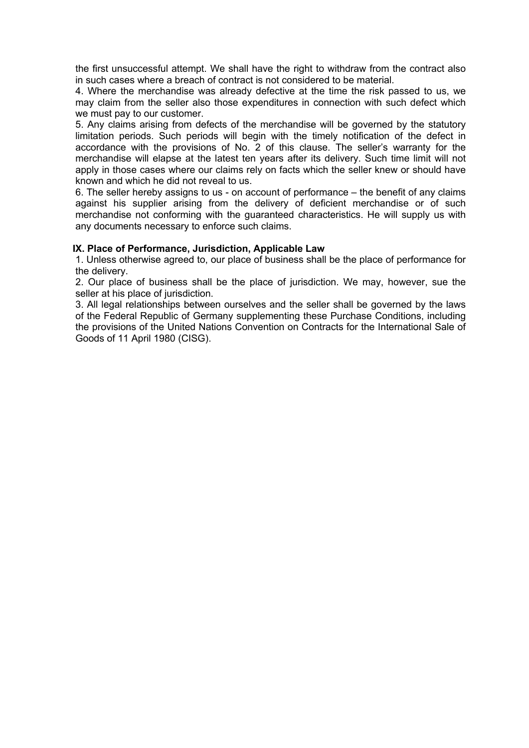the first unsuccessful attempt. We shall have the right to withdraw from the contract also in such cases where a breach of contract is not considered to be material.

4. Where the merchandise was already defective at the time the risk passed to us, we may claim from the seller also those expenditures in connection with such defect which we must pay to our customer.

5. Any claims arising from defects of the merchandise will be governed by the statutory limitation periods. Such periods will begin with the timely notification of the defect in accordance with the provisions of No. 2 of this clause. The seller's warranty for the merchandise will elapse at the latest ten years after its delivery. Such time limit will not apply in those cases where our claims rely on facts which the seller knew or should have known and which he did not reveal to us.

6. The seller hereby assigns to us - on account of performance – the benefit of any claims against his supplier arising from the delivery of deficient merchandise or of such merchandise not conforming with the guaranteed characteristics. He will supply us with any documents necessary to enforce such claims.

### IX. Place of Performance, Jurisdiction, Applicable Law

1. Unless otherwise agreed to, our place of business shall be the place of performance for the delivery.

2. Our place of business shall be the place of jurisdiction. We may, however, sue the seller at his place of jurisdiction.

3. All legal relationships between ourselves and the seller shall be governed by the laws of the Federal Republic of Germany supplementing these Purchase Conditions, including the provisions of the United Nations Convention on Contracts for the International Sale of Goods of 11 April 1980 (CISG).